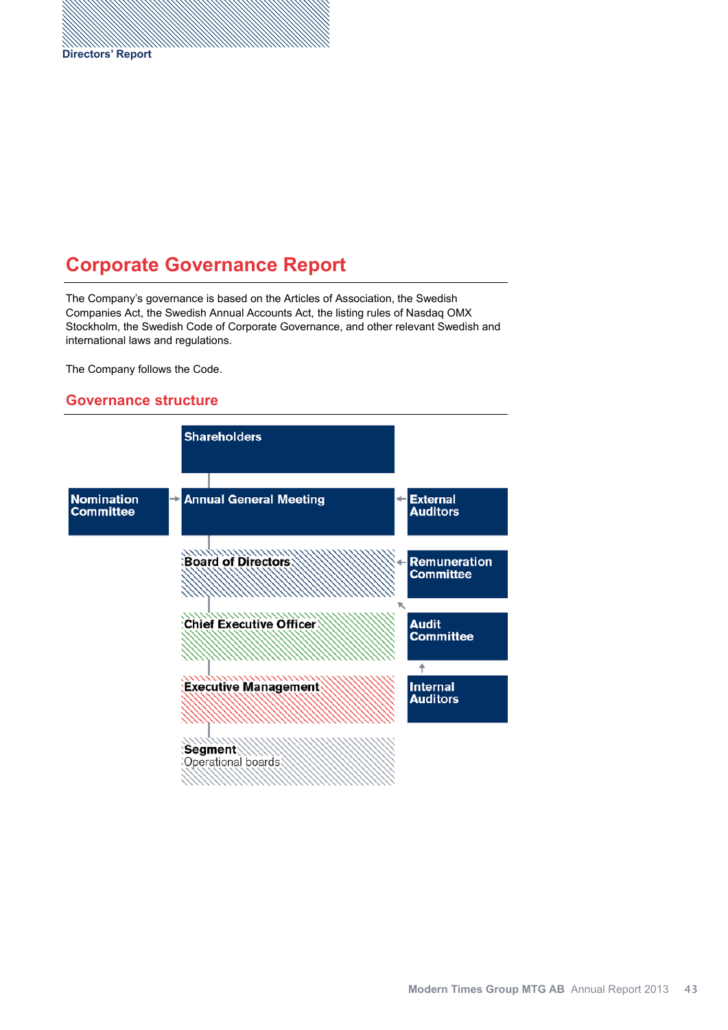# Corporate Governance Report

The Company's governance is based on the Articles of Association, the Swedish Companies Act, the Swedish Annual Accounts Act, the listing rules of Nasdaq OMX Stockholm, the Swedish Code of Corporate Governance, and other relevant Swedish and international laws and regulations.

The Company follows the Code.

## Governance structure

- **Shareholders**
- **Nomination Committee** → **Annual General Meeting** ← **External Auditors**
- **Board of Directors** ← **Remuneration Committee**
- **Chief Executive Officer**
- **Audit Committee** ↑ **Internal Auditors**
- **Executive Management**
- **Segment**
  Operational boards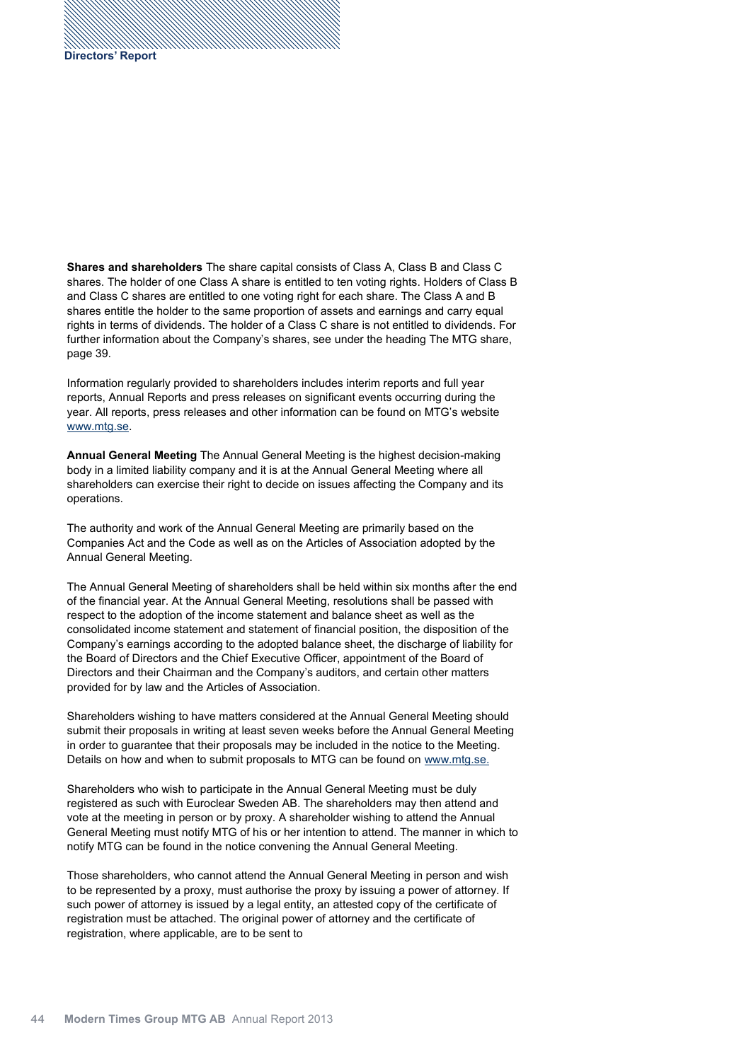**Shares and shareholders** The share capital consists of Class A, Class B and Class C shares. The holder of one Class A share is entitled to ten voting rights. Holders of Class B and Class C shares are entitled to one voting right for each share. The Class A and B shares entitle the holder to the same proportion of assets and earnings and carry equal rights in terms of dividends. The holder of a Class C share is not entitled to dividends. For further information about the Company's shares, see under the heading The MTG share, page 39.

Information regularly provided to shareholders includes interim reports and full year reports, Annual Reports and press releases on significant events occurring during the year. All reports, press releases and other information can be found on MTG's website www.mtg.se.

**Annual General Meeting** The Annual General Meeting is the highest decision-making body in a limited liability company and it is at the Annual General Meeting where all shareholders can exercise their right to decide on issues affecting the Company and its operations.

The authority and work of the Annual General Meeting are primarily based on the Companies Act and the Code as well as on the Articles of Association adopted by the Annual General Meeting.

The Annual General Meeting of shareholders shall be held within six months after the end of the financial year. At the Annual General Meeting, resolutions shall be passed with respect to the adoption of the income statement and balance sheet as well as the consolidated income statement and statement of financial position, the disposition of the Company's earnings according to the adopted balance sheet, the discharge of liability for the Board of Directors and the Chief Executive Officer, appointment of the Board of Directors and their Chairman and the Company's auditors, and certain other matters provided for by law and the Articles of Association.

Shareholders wishing to have matters considered at the Annual General Meeting should submit their proposals in writing at least seven weeks before the Annual General Meeting in order to guarantee that their proposals may be included in the notice to the Meeting. Details on how and when to submit proposals to MTG can be found on www.mtg.se.

Shareholders who wish to participate in the Annual General Meeting must be duly registered as such with Euroclear Sweden AB. The shareholders may then attend and vote at the meeting in person or by proxy. A shareholder wishing to attend the Annual General Meeting must notify MTG of his or her intention to attend. The manner in which to notify MTG can be found in the notice convening the Annual General Meeting.

Those shareholders, who cannot attend the Annual General Meeting in person and wish to be represented by a proxy, must authorise the proxy by issuing a power of attorney. If such power of attorney is issued by a legal entity, an attested copy of the certificate of registration must be attached. The original power of attorney and the certificate of registration, where applicable, are to be sent to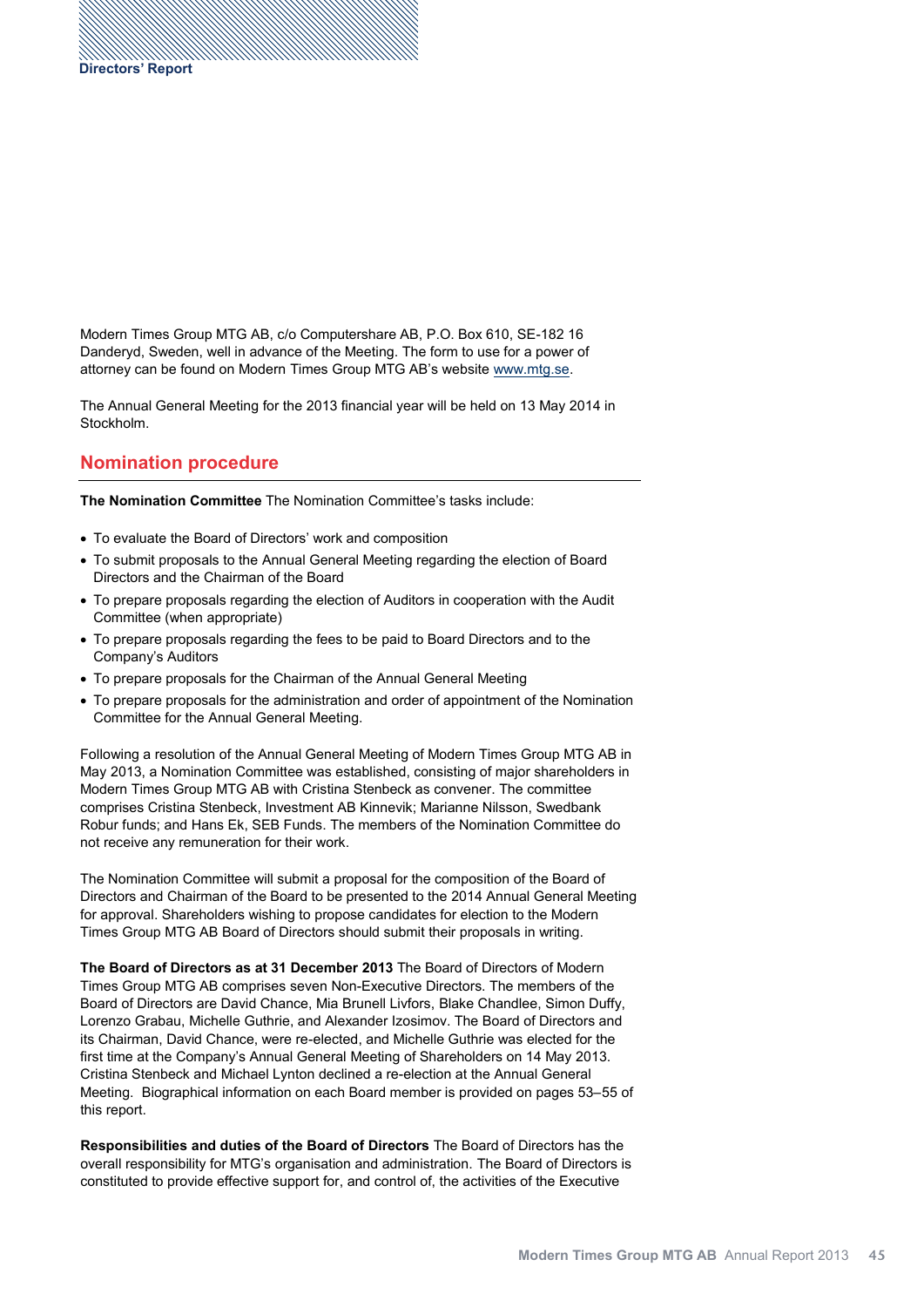Modern Times Group MTG AB, c/o Computershare AB, P.O. Box 610, SE-182 16 Danderyd, Sweden, well in advance of the Meeting. The form to use for a power of attorney can be found on Modern Times Group MTG AB's website www.mtg.se.

The Annual General Meeting for the 2013 financial year will be held on 13 May 2014 in Stockholm.

## Nomination procedure

**The Nomination Committee** The Nomination Committee's tasks include:

- To evaluate the Board of Directors' work and composition
- To submit proposals to the Annual General Meeting regarding the election of Board Directors and the Chairman of the Board
- To prepare proposals regarding the election of Auditors in cooperation with the Audit Committee (when appropriate)
- To prepare proposals regarding the fees to be paid to Board Directors and to the Company's Auditors
- To prepare proposals for the Chairman of the Annual General Meeting
- To prepare proposals for the administration and order of appointment of the Nomination Committee for the Annual General Meeting.

Following a resolution of the Annual General Meeting of Modern Times Group MTG AB in May 2013, a Nomination Committee was established, consisting of major shareholders in Modern Times Group MTG AB with Cristina Stenbeck as convener. The committee comprises Cristina Stenbeck, Investment AB Kinnevik; Marianne Nilsson, Swedbank Robur funds; and Hans Ek, SEB Funds. The members of the Nomination Committee do not receive any remuneration for their work.

The Nomination Committee will submit a proposal for the composition of the Board of Directors and Chairman of the Board to be presented to the 2014 Annual General Meeting for approval. Shareholders wishing to propose candidates for election to the Modern Times Group MTG AB Board of Directors should submit their proposals in writing.

**The Board of Directors as at 31 December 2013** The Board of Directors of Modern Times Group MTG AB comprises seven Non-Executive Directors. The members of the Board of Directors are David Chance, Mia Brunell Livfors, Blake Chandlee, Simon Duffy, Lorenzo Grabau, Michelle Guthrie, and Alexander Izosimov. The Board of Directors and its Chairman, David Chance, were re-elected, and Michelle Guthrie was elected for the first time at the Company's Annual General Meeting of Shareholders on 14 May 2013. Cristina Stenbeck and Michael Lynton declined a re-election at the Annual General Meeting. Biographical information on each Board member is provided on pages 53–55 of this report.

**Responsibilities and duties of the Board of Directors** The Board of Directors has the overall responsibility for MTG's organisation and administration. The Board of Directors is constituted to provide effective support for, and control of, the activities of the Executive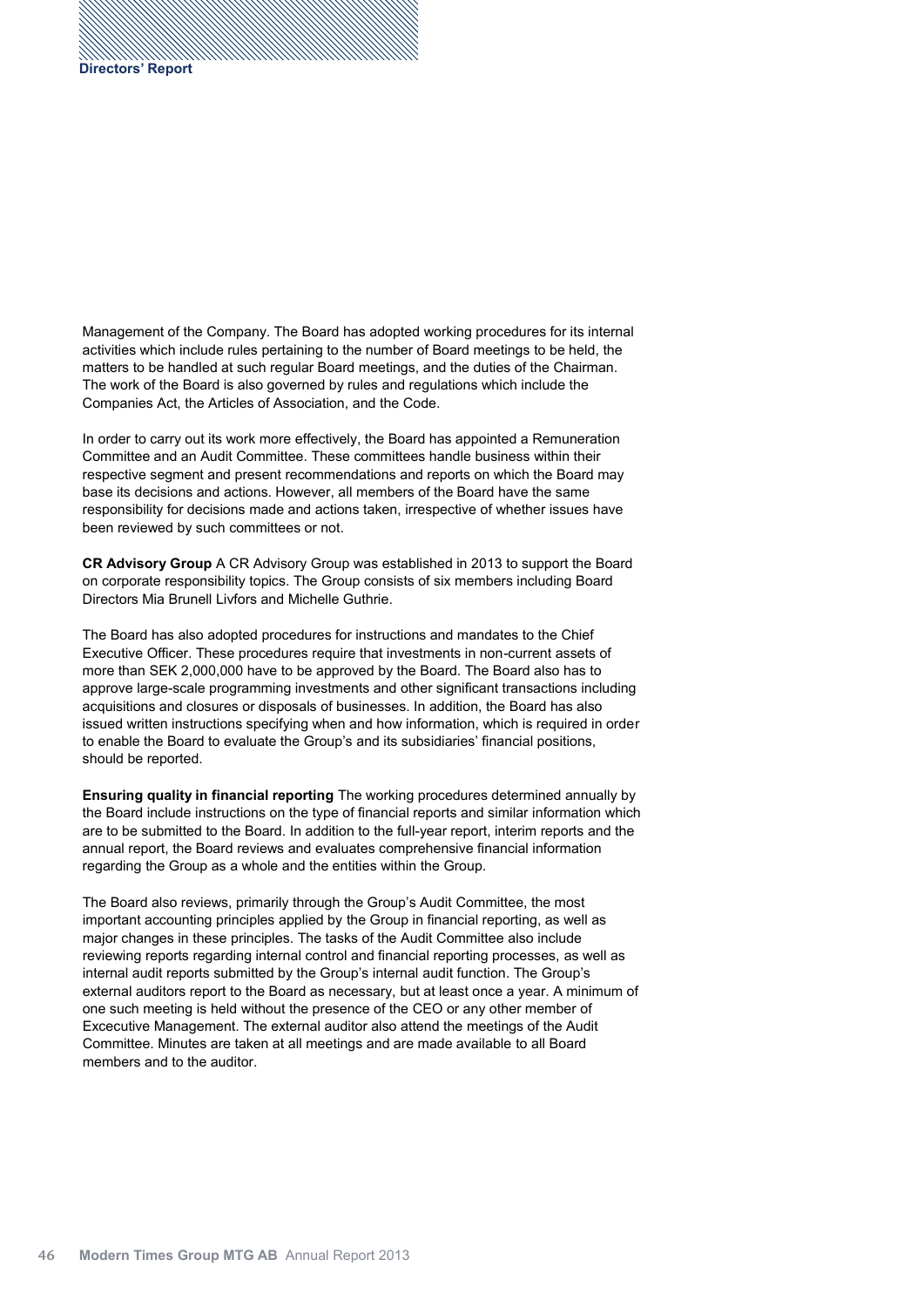Management of the Company. The Board has adopted working procedures for its internal activities which include rules pertaining to the number of Board meetings to be held, the matters to be handled at such regular Board meetings, and the duties of the Chairman. The work of the Board is also governed by rules and regulations which include the Companies Act, the Articles of Association, and the Code.

In order to carry out its work more effectively, the Board has appointed a Remuneration Committee and an Audit Committee. These committees handle business within their respective segment and present recommendations and reports on which the Board may base its decisions and actions. However, all members of the Board have the same responsibility for decisions made and actions taken, irrespective of whether issues have been reviewed by such committees or not.

**CR Advisory Group** A CR Advisory Group was established in 2013 to support the Board on corporate responsibility topics. The Group consists of six members including Board Directors Mia Brunell Livfors and Michelle Guthrie.

The Board has also adopted procedures for instructions and mandates to the Chief Executive Officer. These procedures require that investments in non-current assets of more than SEK 2,000,000 have to be approved by the Board. The Board also has to approve large-scale programming investments and other significant transactions including acquisitions and closures or disposals of businesses. In addition, the Board has also issued written instructions specifying when and how information, which is required in order to enable the Board to evaluate the Group's and its subsidiaries' financial positions, should be reported.

**Ensuring quality in financial reporting** The working procedures determined annually by the Board include instructions on the type of financial reports and similar information which are to be submitted to the Board. In addition to the full-year report, interim reports and the annual report, the Board reviews and evaluates comprehensive financial information regarding the Group as a whole and the entities within the Group.

The Board also reviews, primarily through the Group's Audit Committee, the most important accounting principles applied by the Group in financial reporting, as well as major changes in these principles. The tasks of the Audit Committee also include reviewing reports regarding internal control and financial reporting processes, as well as internal audit reports submitted by the Group's internal audit function. The Group's external auditors report to the Board as necessary, but at least once a year. A minimum of one such meeting is held without the presence of the CEO or any other member of Excecutive Management. The external auditor also attend the meetings of the Audit Committee. Minutes are taken at all meetings and are made available to all Board members and to the auditor.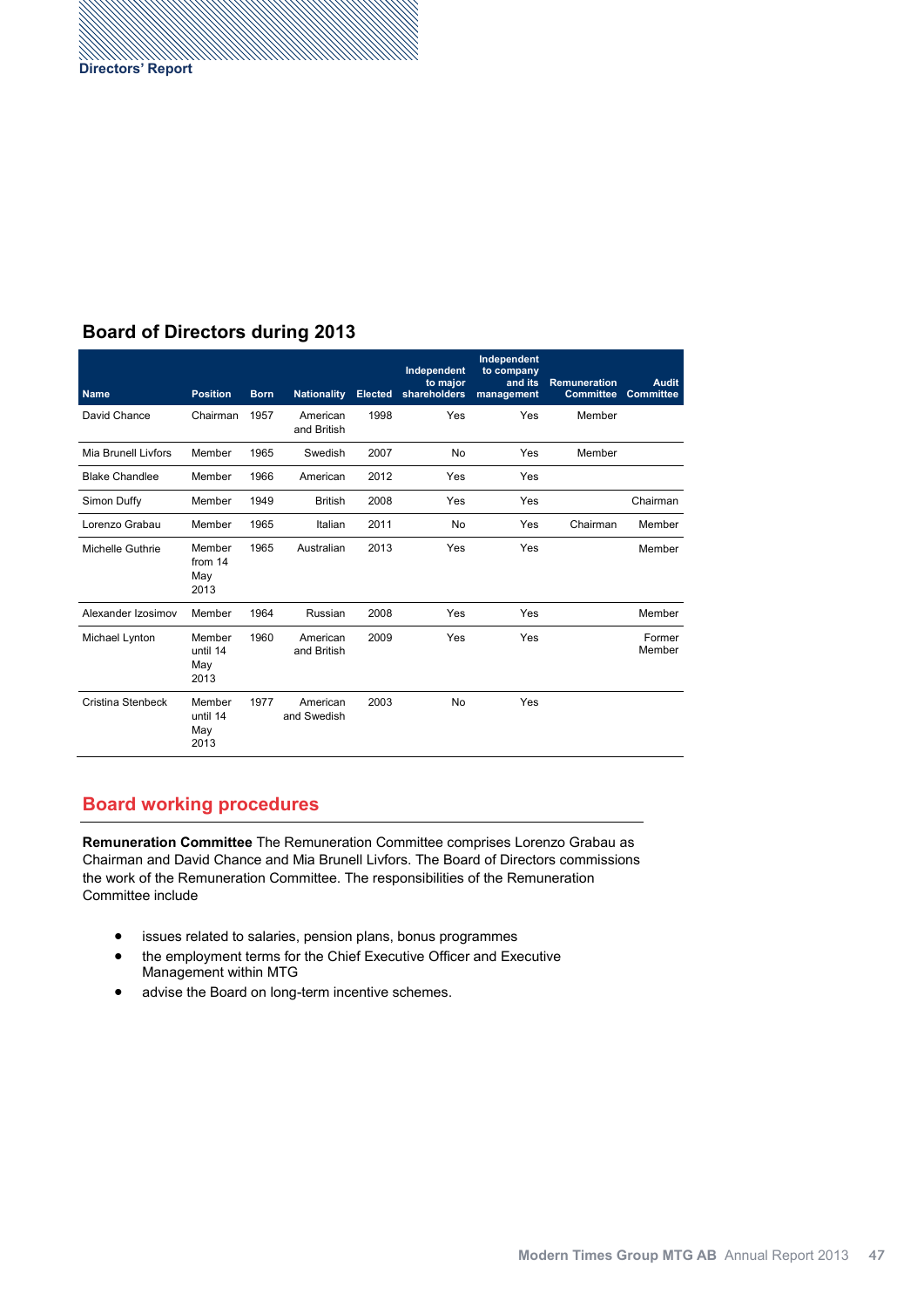## Board of Directors during 2013

| Name | Position | Born | Nationality | Elected | Independent to major shareholders | Independent to company and its management | Remuneration Committee | Audit Committee |
|---|---|---|---|---|---|---|---|---|
| David Chance | Chairman | 1957 | American and British | 1998 | Yes | Yes | Member | |
| Mia Brunell Livfors | Member | 1965 | Swedish | 2007 | No | Yes | Member | |
| Blake Chandlee | Member | 1966 | American | 2012 | Yes | Yes | | |
| Simon Duffy | Member | 1949 | British | 2008 | Yes | Yes | | Chairman |
| Lorenzo Grabau | Member | 1965 | Italian | 2011 | No | Yes | Chairman | Member |
| Michelle Guthrie | Member from 14 May 2013 | 1965 | Australian | 2013 | Yes | Yes | | Member |
| Alexander Izosimov | Member | 1964 | Russian | 2008 | Yes | Yes | | Member |
| Michael Lynton | Member until 14 May 2013 | 1960 | American and British | 2009 | Yes | Yes | | Former Member |
| Cristina Stenbeck | Member until 14 May 2013 | 1977 | American and Swedish | 2003 | No | Yes | | |

## Board working procedures

**Remuneration Committee** The Remuneration Committee comprises Lorenzo Grabau as Chairman and David Chance and Mia Brunell Livfors. The Board of Directors commissions the work of the Remuneration Committee. The responsibilities of the Remuneration Committee include

- issues related to salaries, pension plans, bonus programmes
- the employment terms for the Chief Executive Officer and Executive Management within MTG
- advise the Board on long-term incentive schemes.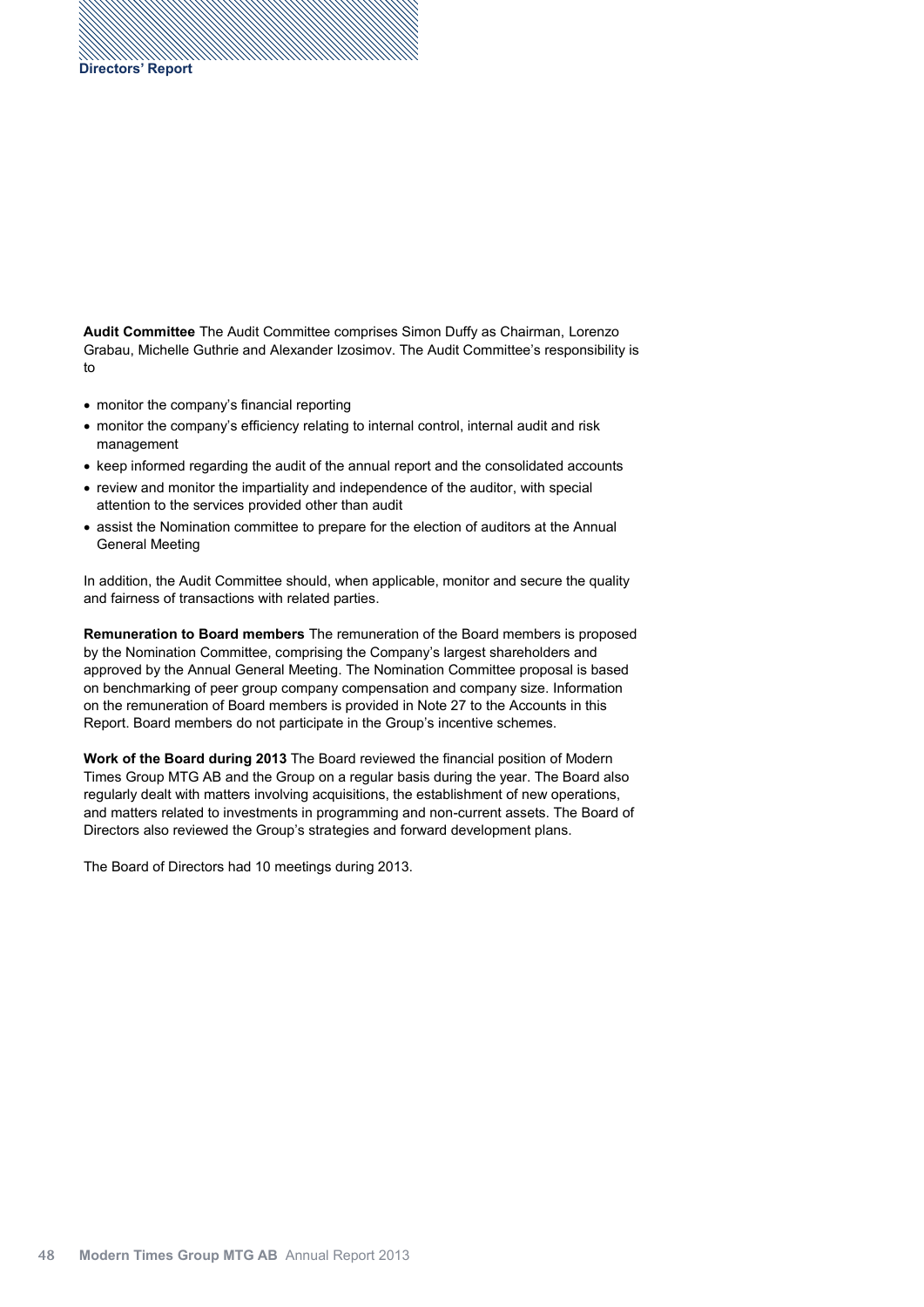**Audit Committee** The Audit Committee comprises Simon Duffy as Chairman, Lorenzo Grabau, Michelle Guthrie and Alexander Izosimov. The Audit Committee's responsibility is to

- monitor the company's financial reporting
- monitor the company's efficiency relating to internal control, internal audit and risk management
- keep informed regarding the audit of the annual report and the consolidated accounts
- review and monitor the impartiality and independence of the auditor, with special attention to the services provided other than audit
- assist the Nomination committee to prepare for the election of auditors at the Annual General Meeting

In addition, the Audit Committee should, when applicable, monitor and secure the quality and fairness of transactions with related parties.

**Remuneration to Board members** The remuneration of the Board members is proposed by the Nomination Committee, comprising the Company's largest shareholders and approved by the Annual General Meeting. The Nomination Committee proposal is based on benchmarking of peer group company compensation and company size. Information on the remuneration of Board members is provided in Note 27 to the Accounts in this Report. Board members do not participate in the Group's incentive schemes.

**Work of the Board during 2013** The Board reviewed the financial position of Modern Times Group MTG AB and the Group on a regular basis during the year. The Board also regularly dealt with matters involving acquisitions, the establishment of new operations, and matters related to investments in programming and non-current assets. The Board of Directors also reviewed the Group's strategies and forward development plans.

The Board of Directors had 10 meetings during 2013.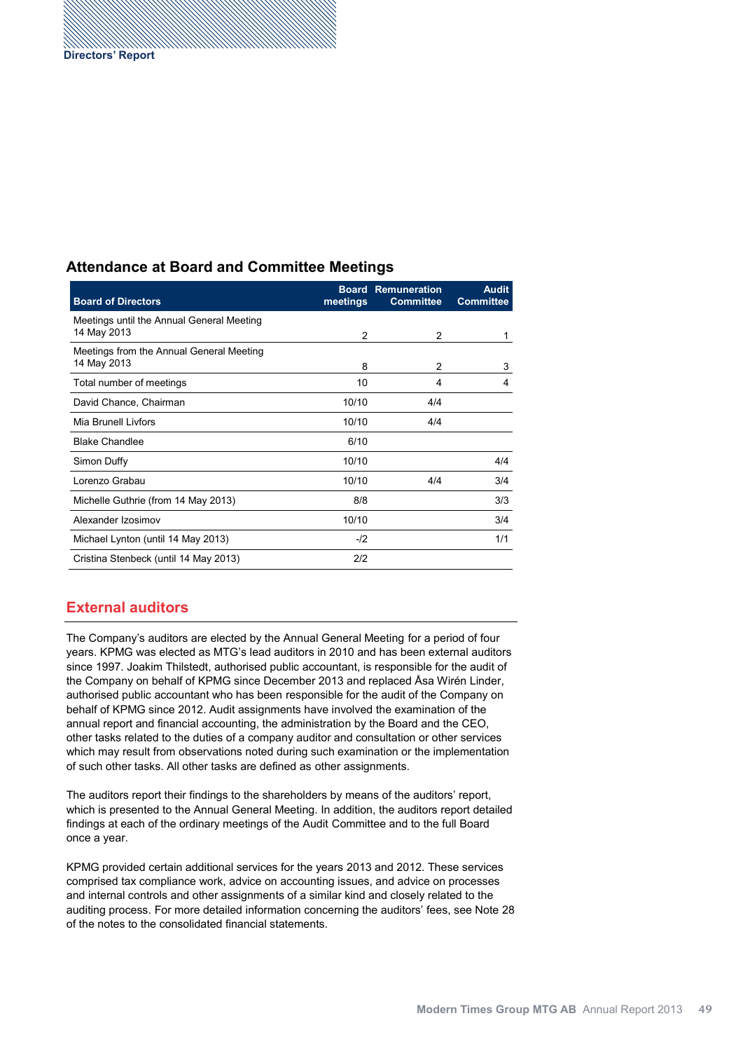## Attendance at Board and Committee Meetings

| Board of Directors | Board meetings | Remuneration Committee | Audit Committee |
|---|---|---|---|
| Meetings until the Annual General Meeting 14 May 2013 | 2 | 2 | 1 |
| Meetings from the Annual General Meeting 14 May 2013 | 8 | 2 | 3 |
| Total number of meetings | 10 | 4 | 4 |
| David Chance, Chairman | 10/10 | 4/4 | |
| Mia Brunell Livfors | 10/10 | 4/4 | |
| Blake Chandlee | 6/10 | | |
| Simon Duffy | 10/10 | | 4/4 |
| Lorenzo Grabau | 10/10 | 4/4 | 3/4 |
| Michelle Guthrie (from 14 May 2013) | 8/8 | | 3/3 |
| Alexander Izosimov | 10/10 | | 3/4 |
| Michael Lynton (until 14 May 2013) | -/2 | | 1/1 |
| Cristina Stenbeck (until 14 May 2013) | 2/2 | | |

## External auditors

The Company's auditors are elected by the Annual General Meeting for a period of four years. KPMG was elected as MTG's lead auditors in 2010 and has been external auditors since 1997. Joakim Thilstedt, authorised public accountant, is responsible for the audit of the Company on behalf of KPMG since December 2013 and replaced Åsa Wirén Linder, authorised public accountant who has been responsible for the audit of the Company on behalf of KPMG since 2012. Audit assignments have involved the examination of the annual report and financial accounting, the administration by the Board and the CEO, other tasks related to the duties of a company auditor and consultation or other services which may result from observations noted during such examination or the implementation of such other tasks. All other tasks are defined as other assignments.

The auditors report their findings to the shareholders by means of the auditors' report, which is presented to the Annual General Meeting. In addition, the auditors report detailed findings at each of the ordinary meetings of the Audit Committee and to the full Board once a year.

KPMG provided certain additional services for the years 2013 and 2012. These services comprised tax compliance work, advice on accounting issues, and advice on processes and internal controls and other assignments of a similar kind and closely related to the auditing process. For more detailed information concerning the auditors' fees, see Note 28 of the notes to the consolidated financial statements.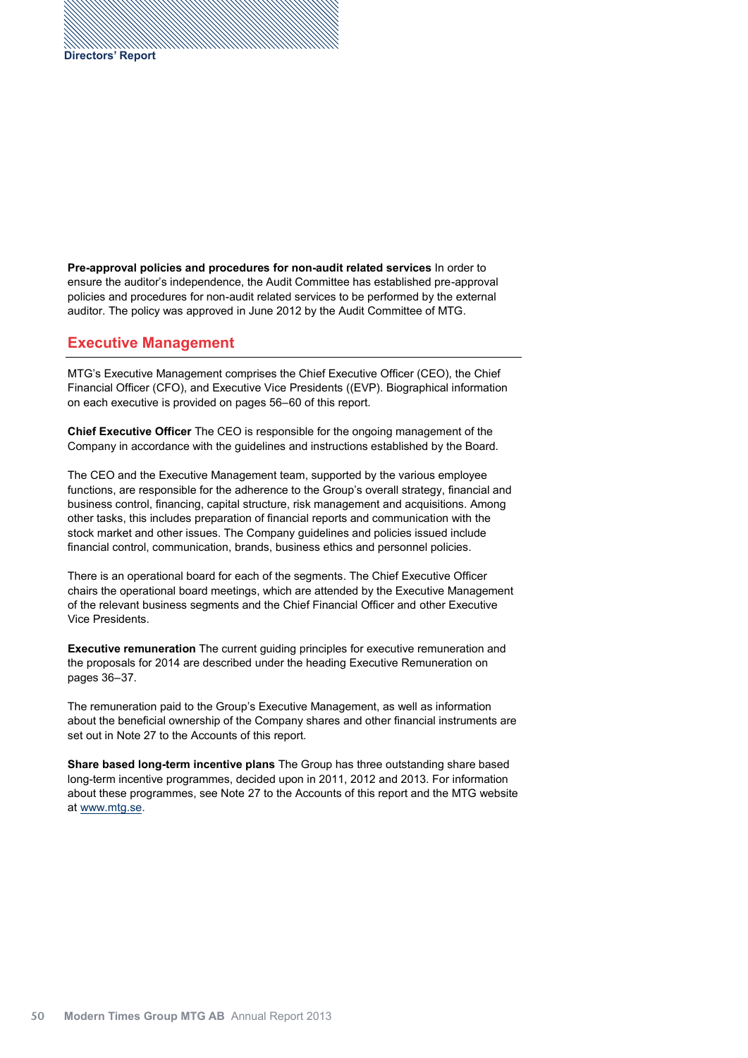**Pre-approval policies and procedures for non-audit related services** In order to ensure the auditor's independence, the Audit Committee has established pre-approval policies and procedures for non-audit related services to be performed by the external auditor. The policy was approved in June 2012 by the Audit Committee of MTG.

## Executive Management

MTG's Executive Management comprises the Chief Executive Officer (CEO), the Chief Financial Officer (CFO), and Executive Vice Presidents ((EVP). Biographical information on each executive is provided on pages 56–60 of this report.

**Chief Executive Officer** The CEO is responsible for the ongoing management of the Company in accordance with the guidelines and instructions established by the Board.

The CEO and the Executive Management team, supported by the various employee functions, are responsible for the adherence to the Group's overall strategy, financial and business control, financing, capital structure, risk management and acquisitions. Among other tasks, this includes preparation of financial reports and communication with the stock market and other issues. The Company guidelines and policies issued include financial control, communication, brands, business ethics and personnel policies.

There is an operational board for each of the segments. The Chief Executive Officer chairs the operational board meetings, which are attended by the Executive Management of the relevant business segments and the Chief Financial Officer and other Executive Vice Presidents.

**Executive remuneration** The current guiding principles for executive remuneration and the proposals for 2014 are described under the heading Executive Remuneration on pages 36–37.

The remuneration paid to the Group's Executive Management, as well as information about the beneficial ownership of the Company shares and other financial instruments are set out in Note 27 to the Accounts of this report.

**Share based long-term incentive plans** The Group has three outstanding share based long-term incentive programmes, decided upon in 2011, 2012 and 2013. For information about these programmes, see Note 27 to the Accounts of this report and the MTG website at www.mtg.se.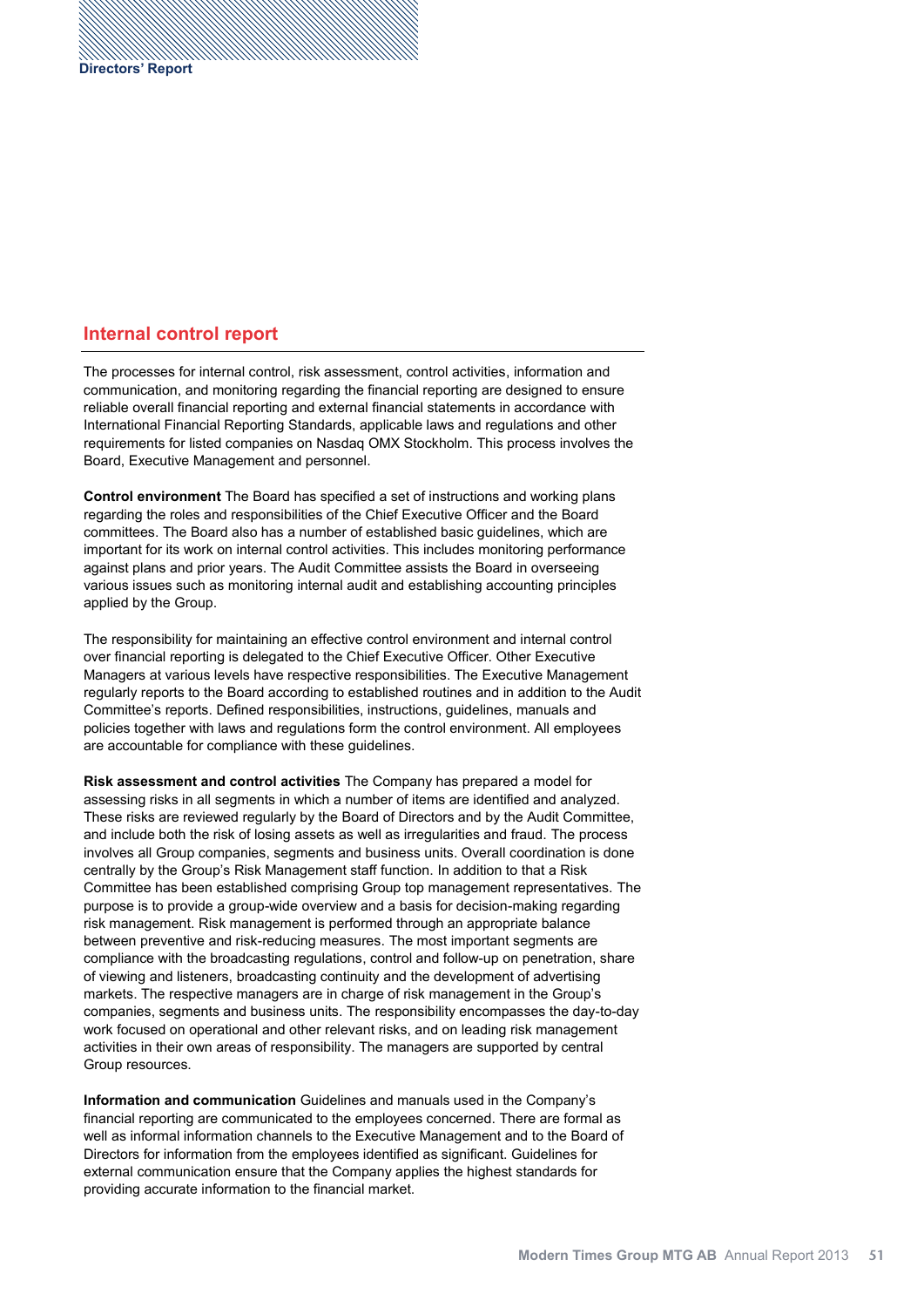## Internal control report

The processes for internal control, risk assessment, control activities, information and communication, and monitoring regarding the financial reporting are designed to ensure reliable overall financial reporting and external financial statements in accordance with International Financial Reporting Standards, applicable laws and regulations and other requirements for listed companies on Nasdaq OMX Stockholm. This process involves the Board, Executive Management and personnel.

**Control environment** The Board has specified a set of instructions and working plans regarding the roles and responsibilities of the Chief Executive Officer and the Board committees. The Board also has a number of established basic guidelines, which are important for its work on internal control activities. This includes monitoring performance against plans and prior years. The Audit Committee assists the Board in overseeing various issues such as monitoring internal audit and establishing accounting principles applied by the Group.

The responsibility for maintaining an effective control environment and internal control over financial reporting is delegated to the Chief Executive Officer. Other Executive Managers at various levels have respective responsibilities. The Executive Management regularly reports to the Board according to established routines and in addition to the Audit Committee's reports. Defined responsibilities, instructions, guidelines, manuals and policies together with laws and regulations form the control environment. All employees are accountable for compliance with these guidelines.

**Risk assessment and control activities** The Company has prepared a model for assessing risks in all segments in which a number of items are identified and analyzed. These risks are reviewed regularly by the Board of Directors and by the Audit Committee, and include both the risk of losing assets as well as irregularities and fraud. The process involves all Group companies, segments and business units. Overall coordination is done centrally by the Group's Risk Management staff function. In addition to that a Risk Committee has been established comprising Group top management representatives. The purpose is to provide a group-wide overview and a basis for decision-making regarding risk management. Risk management is performed through an appropriate balance between preventive and risk-reducing measures. The most important segments are compliance with the broadcasting regulations, control and follow-up on penetration, share of viewing and listeners, broadcasting continuity and the development of advertising markets. The respective managers are in charge of risk management in the Group's companies, segments and business units. The responsibility encompasses the day-to-day work focused on operational and other relevant risks, and on leading risk management activities in their own areas of responsibility. The managers are supported by central Group resources.

**Information and communication** Guidelines and manuals used in the Company's financial reporting are communicated to the employees concerned. There are formal as well as informal information channels to the Executive Management and to the Board of Directors for information from the employees identified as significant. Guidelines for external communication ensure that the Company applies the highest standards for providing accurate information to the financial market.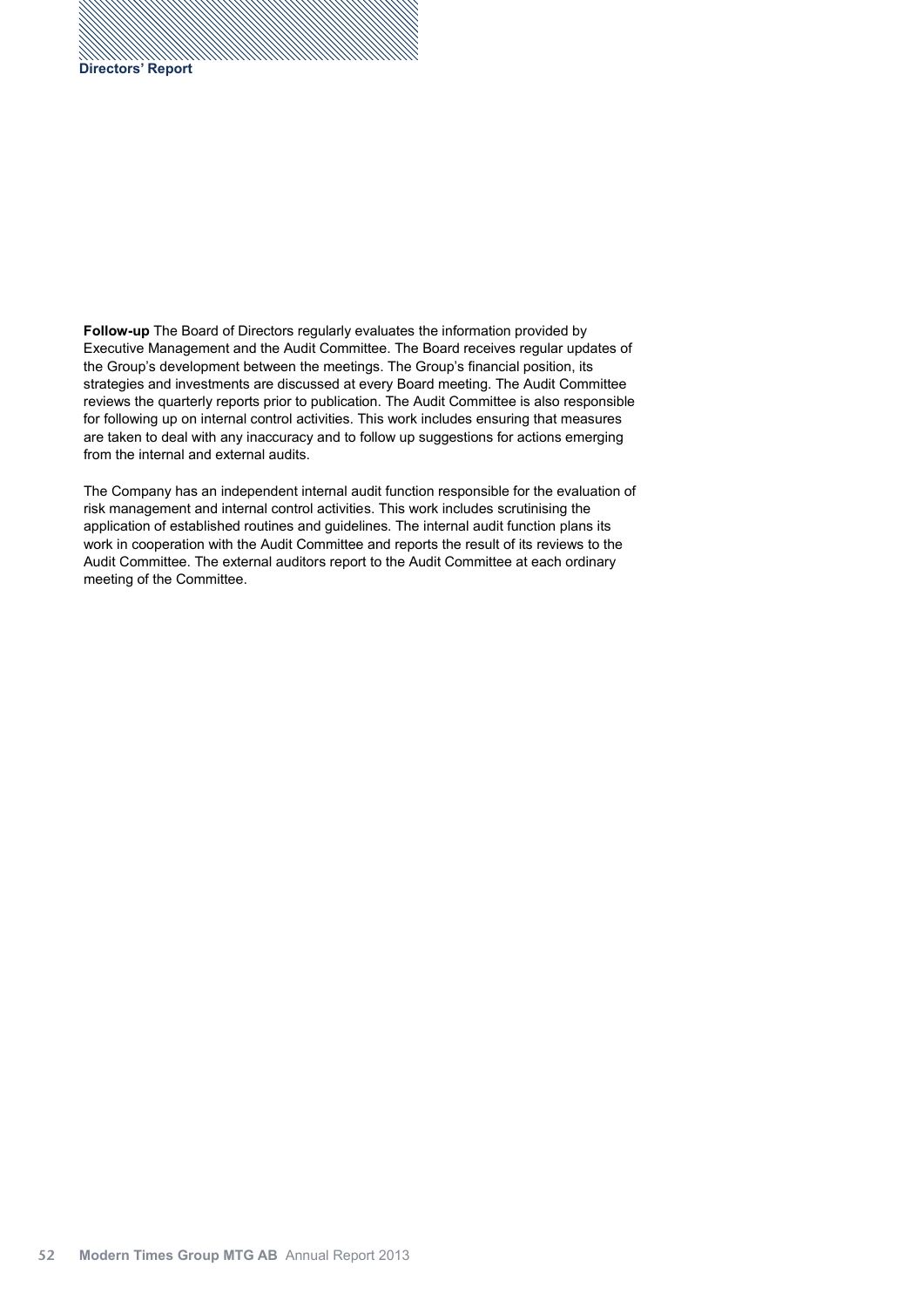**Follow-up** The Board of Directors regularly evaluates the information provided by Executive Management and the Audit Committee. The Board receives regular updates of the Group's development between the meetings. The Group's financial position, its strategies and investments are discussed at every Board meeting. The Audit Committee reviews the quarterly reports prior to publication. The Audit Committee is also responsible for following up on internal control activities. This work includes ensuring that measures are taken to deal with any inaccuracy and to follow up suggestions for actions emerging from the internal and external audits.

The Company has an independent internal audit function responsible for the evaluation of risk management and internal control activities. This work includes scrutinising the application of established routines and guidelines. The internal audit function plans its work in cooperation with the Audit Committee and reports the result of its reviews to the Audit Committee. The external auditors report to the Audit Committee at each ordinary meeting of the Committee.